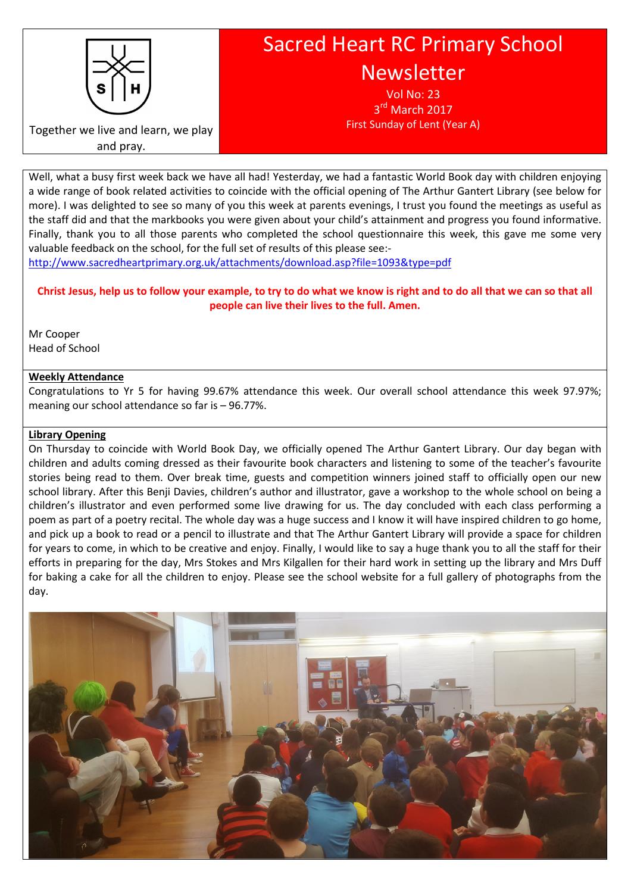Together we live and learn, we play and pray.

# Sacred Heart RC Primary School Newsletter

Vol No: 23

3rd March 2017

First Sunday of Lent (Year A)

Well, what a busy first week back we have all had! Yesterday, we had a fantastic World Book day with children enjoying a wide range of book related activities to coincide with the official opening of The Arthur Gantert Library (see below for more). I was delighted to see so many of you this week at parents evenings, I trust you found the meetings as useful as the staff did and that the markbooks you were given about your child's attainment and progress you found informative. Finally, thank you to all those parents who completed the school questionnaire this week, this gave me some very valuable feedback on the school, for the full set of results of this please see:-
http://www.sacredheartprimary.org.uk/attachments/download.asp?file=1093&type=pdf

**Christ Jesus, help us to follow your example, to try to do what we know is right and to do all that we can so that all people can live their lives to the full. Amen.**

Mr Cooper
Head of School

## Weekly Attendance

Congratulations to Yr 5 for having 99.67% attendance this week. Our overall school attendance this week 97.97%; meaning our school attendance so far is – 96.77%.

## Library Opening

On Thursday to coincide with World Book Day, we officially opened The Arthur Gantert Library. Our day began with children and adults coming dressed as their favourite book characters and listening to some of the teacher's favourite stories being read to them. Over break time, guests and competition winners joined staff to officially open our new school library. After this Benji Davies, children's author and illustrator, gave a workshop to the whole school on being a children's illustrator and even performed some live drawing for us. The day concluded with each class performing a poem as part of a poetry recital. The whole day was a huge success and I know it will have inspired children to go home, and pick up a book to read or a pencil to illustrate and that The Arthur Gantert Library will provide a space for children for years to come, in which to be creative and enjoy. Finally, I would like to say a huge thank you to all the staff for their efforts in preparing for the day, Mrs Stokes and Mrs Kilgallen for their hard work in setting up the library and Mrs Duff for baking a cake for all the children to enjoy. Please see the school website for a full gallery of photographs from the day.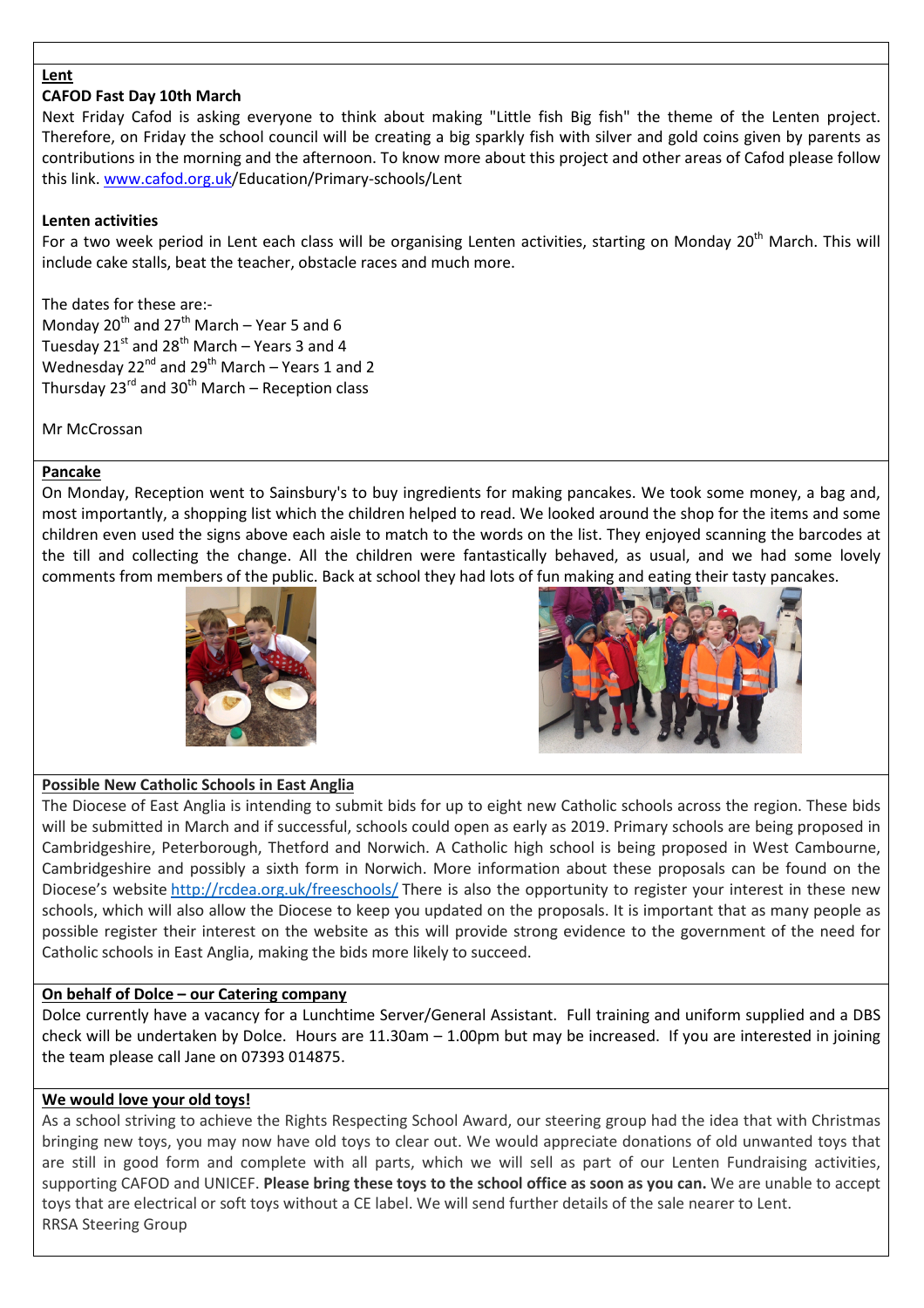## Lent

**CAFOD Fast Day 10th March**

Next Friday Cafod is asking everyone to think about making "Little fish Big fish" the theme of the Lenten project. Therefore, on Friday the school council will be creating a big sparkly fish with silver and gold coins given by parents as contributions in the morning and the afternoon. To know more about this project and other areas of Cafod please follow this link. www.cafod.org.uk/Education/Primary-schools/Lent

**Lenten activities**

For a two week period in Lent each class will be organising Lenten activities, starting on Monday 20th March. This will include cake stalls, beat the teacher, obstacle races and much more.

The dates for these are:-
Monday 20th and 27th March – Year 5 and 6
Tuesday 21st and 28th March – Years 3 and 4
Wednesday 22nd and 29th March – Years 1 and 2
Thursday 23rd and 30th March – Reception class

Mr McCrossan

## Pancake

On Monday, Reception went to Sainsbury's to buy ingredients for making pancakes. We took some money, a bag and, most importantly, a shopping list which the children helped to read. We looked around the shop for the items and some children even used the signs above each aisle to match to the words on the list. They enjoyed scanning the barcodes at the till and collecting the change. All the children were fantastically behaved, as usual, and we had some lovely comments from members of the public. Back at school they had lots of fun making and eating their tasty pancakes.

## Possible New Catholic Schools in East Anglia

The Diocese of East Anglia is intending to submit bids for up to eight new Catholic schools across the region. These bids will be submitted in March and if successful, schools could open as early as 2019. Primary schools are being proposed in Cambridgeshire, Peterborough, Thetford and Norwich. A Catholic high school is being proposed in West Cambourne, Cambridgeshire and possibly a sixth form in Norwich. More information about these proposals can be found on the Diocese's website http://rcdea.org.uk/freeschools/ There is also the opportunity to register your interest in these new schools, which will also allow the Diocese to keep you updated on the proposals. It is important that as many people as possible register their interest on the website as this will provide strong evidence to the government of the need for Catholic schools in East Anglia, making the bids more likely to succeed.

## On behalf of Dolce – our Catering company

Dolce currently have a vacancy for a Lunchtime Server/General Assistant. Full training and uniform supplied and a DBS check will be undertaken by Dolce. Hours are 11.30am – 1.00pm but may be increased. If you are interested in joining the team please call Jane on 07393 014875.

## We would love your old toys!

As a school striving to achieve the Rights Respecting School Award, our steering group had the idea that with Christmas bringing new toys, you may now have old toys to clear out. We would appreciate donations of old unwanted toys that are still in good form and complete with all parts, which we will sell as part of our Lenten Fundraising activities, supporting CAFOD and UNICEF. **Please bring these toys to the school office as soon as you can.** We are unable to accept toys that are electrical or soft toys without a CE label. We will send further details of the sale nearer to Lent.

RRSA Steering Group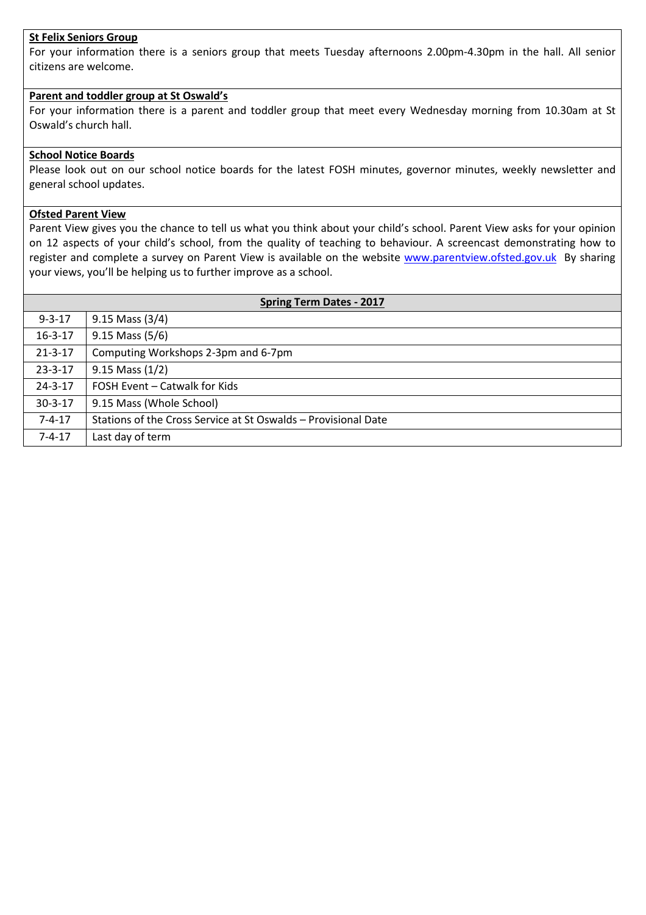**St Felix Seniors Group**

For your information there is a seniors group that meets Tuesday afternoons 2.00pm-4.30pm in the hall. All senior citizens are welcome.

**Parent and toddler group at St Oswald's**

For your information there is a parent and toddler group that meet every Wednesday morning from 10.30am at St Oswald's church hall.

**School Notice Boards**

Please look out on our school notice boards for the latest FOSH minutes, governor minutes, weekly newsletter and general school updates.

**Ofsted Parent View**

Parent View gives you the chance to tell us what you think about your child's school. Parent View asks for your opinion on 12 aspects of your child's school, from the quality of teaching to behaviour. A screencast demonstrating how to register and complete a survey on Parent View is available on the website www.parentview.ofsted.gov.uk By sharing your views, you'll be helping us to further improve as a school.

| **Spring Term Dates - 2017** | |
|---|---|
| 9-3-17 | 9.15 Mass (3/4) |
| 16-3-17 | 9.15 Mass (5/6) |
| 21-3-17 | Computing Workshops 2-3pm and 6-7pm |
| 23-3-17 | 9.15 Mass (1/2) |
| 24-3-17 | FOSH Event – Catwalk for Kids |
| 30-3-17 | 9.15 Mass (Whole School) |
| 7-4-17 | Stations of the Cross Service at St Oswalds – Provisional Date |
| 7-4-17 | Last day of term |